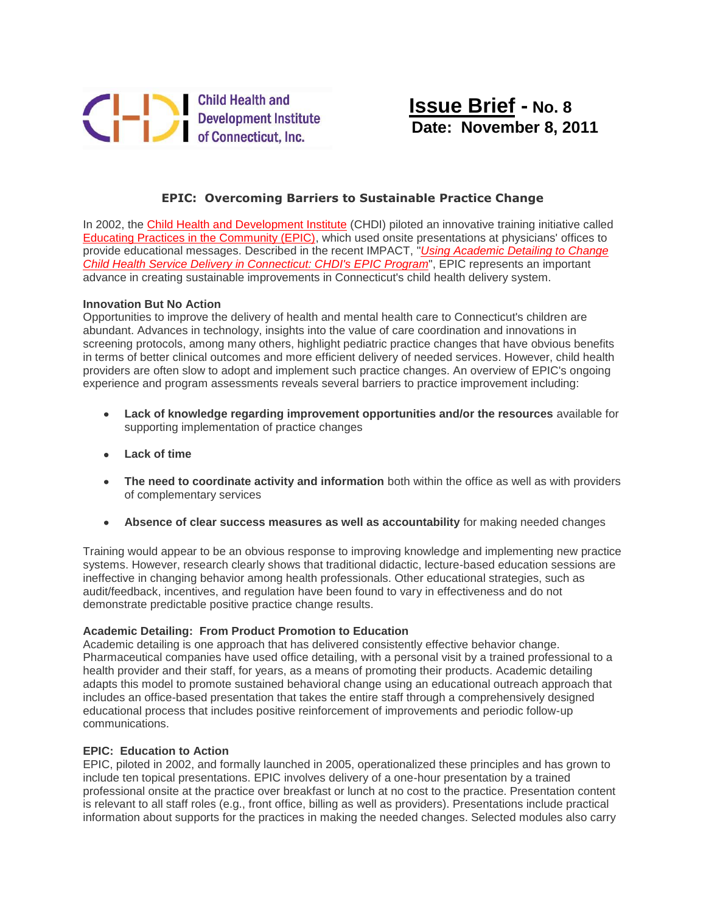Child Health and Development Institute of Connecticut, Inc.

# Issue Brief - No. 8
**Date: November 8, 2011**

## EPIC: Overcoming Barriers to Sustainable Practice Change

In 2002, the Child Health and Development Institute (CHDI) piloted an innovative training initiative called Educating Practices in the Community (EPIC), which used onsite presentations at physicians' offices to provide educational messages. Described in the recent IMPACT, "*Using Academic Detailing to Change Child Health Service Delivery in Connecticut: CHDI's EPIC Program*", EPIC represents an important advance in creating sustainable improvements in Connecticut's child health delivery system.

### Innovation But No Action

Opportunities to improve the delivery of health and mental health care to Connecticut's children are abundant. Advances in technology, insights into the value of care coordination and innovations in screening protocols, among many others, highlight pediatric practice changes that have obvious benefits in terms of better clinical outcomes and more efficient delivery of needed services. However, child health providers are often slow to adopt and implement such practice changes. An overview of EPIC's ongoing experience and program assessments reveals several barriers to practice improvement including:

- **Lack of knowledge regarding improvement opportunities and/or the resources** available for supporting implementation of practice changes
- **Lack of time**
- **The need to coordinate activity and information** both within the office as well as with providers of complementary services
- **Absence of clear success measures as well as accountability** for making needed changes

Training would appear to be an obvious response to improving knowledge and implementing new practice systems. However, research clearly shows that traditional didactic, lecture-based education sessions are ineffective in changing behavior among health professionals. Other educational strategies, such as audit/feedback, incentives, and regulation have been found to vary in effectiveness and do not demonstrate predictable positive practice change results.

### Academic Detailing: From Product Promotion to Education

Academic detailing is one approach that has delivered consistently effective behavior change. Pharmaceutical companies have used office detailing, with a personal visit by a trained professional to a health provider and their staff, for years, as a means of promoting their products. Academic detailing adapts this model to promote sustained behavioral change using an educational outreach approach that includes an office-based presentation that takes the entire staff through a comprehensively designed educational process that includes positive reinforcement of improvements and periodic follow-up communications.

### EPIC: Education to Action

EPIC, piloted in 2002, and formally launched in 2005, operationalized these principles and has grown to include ten topical presentations. EPIC involves delivery of a one-hour presentation by a trained professional onsite at the practice over breakfast or lunch at no cost to the practice. Presentation content is relevant to all staff roles (e.g., front office, billing as well as providers). Presentations include practical information about supports for the practices in making the needed changes. Selected modules also carry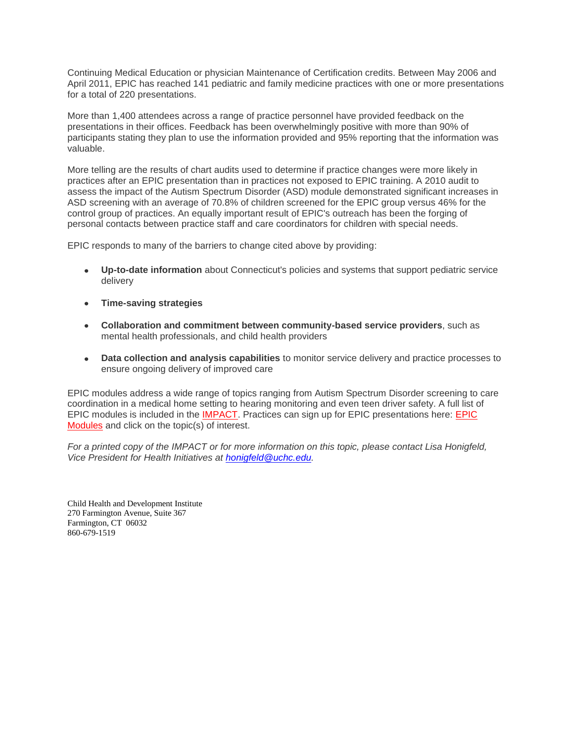Continuing Medical Education or physician Maintenance of Certification credits. Between May 2006 and April 2011, EPIC has reached 141 pediatric and family medicine practices with one or more presentations for a total of 220 presentations.

More than 1,400 attendees across a range of practice personnel have provided feedback on the presentations in their offices. Feedback has been overwhelmingly positive with more than 90% of participants stating they plan to use the information provided and 95% reporting that the information was valuable.

More telling are the results of chart audits used to determine if practice changes were more likely in practices after an EPIC presentation than in practices not exposed to EPIC training. A 2010 audit to assess the impact of the Autism Spectrum Disorder (ASD) module demonstrated significant increases in ASD screening with an average of 70.8% of children screened for the EPIC group versus 46% for the control group of practices. An equally important result of EPIC's outreach has been the forging of personal contacts between practice staff and care coordinators for children with special needs.

EPIC responds to many of the barriers to change cited above by providing:

- **Up-to-date information** about Connecticut's policies and systems that support pediatric service delivery
- **Time-saving strategies**
- **Collaboration and commitment between community-based service providers**, such as mental health professionals, and child health providers
- **Data collection and analysis capabilities** to monitor service delivery and practice processes to ensure ongoing delivery of improved care

EPIC modules address a wide range of topics ranging from Autism Spectrum Disorder screening to care coordination in a medical home setting to hearing monitoring and even teen driver safety. A full list of EPIC modules is included in the IMPACT. Practices can sign up for EPIC presentations here: EPIC Modules and click on the topic(s) of interest.

*For a printed copy of the IMPACT or for more information on this topic, please contact Lisa Honigfeld, Vice President for Health Initiatives at honigfeld@uchc.edu.*

Child Health and Development Institute
270 Farmington Avenue, Suite 367
Farmington, CT 06032
860-679-1519